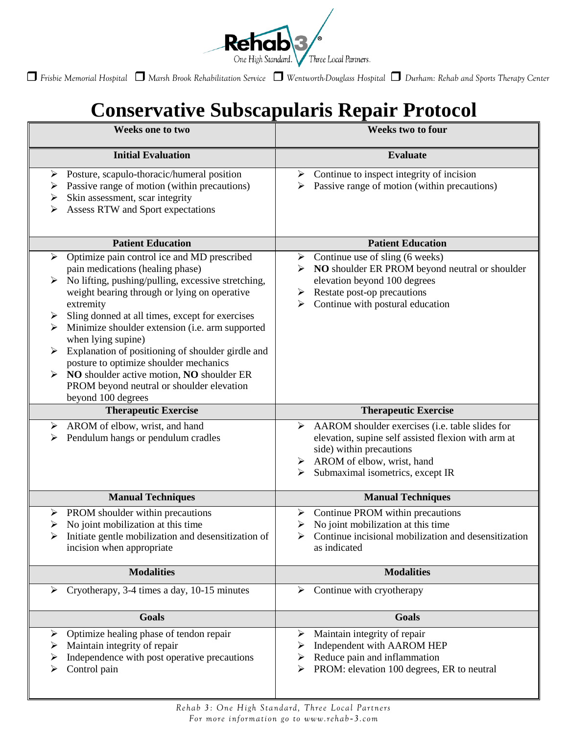Rehab 3 — One High Standard. Three Local Partners.

☐ Frisbie Memorial Hospital ☐ Marsh Brook Rehabilitation Service ☐ Wentworth-Douglass Hospital ☐ Durham: Rehab and Sports Therapy Center

# Conservative Subscapularis Repair Protocol

| Weeks one to two | Weeks two to four |
|---|---|
| **Initial Evaluation** | **Evaluate** |
| ➢ Posture, scapulo-thoracic/humeral position<br>➢ Passive range of motion (within precautions)<br>➢ Skin assessment, scar integrity<br>➢ Assess RTW and Sport expectations | ➢ Continue to inspect integrity of incision<br>➢ Passive range of motion (within precautions) |
| **Patient Education** | **Patient Education** |
| ➢ Optimize pain control ice and MD prescribed pain medications (healing phase)<br>➢ No lifting, pushing/pulling, excessive stretching, weight bearing through or lying on operative extremity<br>➢ Sling donned at all times, except for exercises<br>➢ Minimize shoulder extension (i.e. arm supported when lying supine)<br>➢ Explanation of positioning of shoulder girdle and posture to optimize shoulder mechanics<br>➢ **NO** shoulder active motion, **NO** shoulder ER PROM beyond neutral or shoulder elevation beyond 100 degrees | ➢ Continue use of sling (6 weeks)<br>➢ **NO** shoulder ER PROM beyond neutral or shoulder elevation beyond 100 degrees<br>➢ Restate post-op precautions<br>➢ Continue with postural education |
| **Therapeutic Exercise** | **Therapeutic Exercise** |
| ➢ AROM of elbow, wrist, and hand<br>➢ Pendulum hangs or pendulum cradles | ➢ AAROM shoulder exercises (i.e. table slides for elevation, supine self assisted flexion with arm at side) within precautions<br>➢ AROM of elbow, wrist, hand<br>➢ Submaximal isometrics, except IR |
| **Manual Techniques** | **Manual Techniques** |
| ➢ PROM shoulder within precautions<br>➢ No joint mobilization at this time<br>➢ Initiate gentle mobilization and desensitization of incision when appropriate | ➢ Continue PROM within precautions<br>➢ No joint mobilization at this time<br>➢ Continue incisional mobilization and desensitization as indicated |
| **Modalities** | **Modalities** |
| ➢ Cryotherapy, 3-4 times a day, 10-15 minutes | ➢ Continue with cryotherapy |
| **Goals** | **Goals** |
| ➢ Optimize healing phase of tendon repair<br>➢ Maintain integrity of repair<br>➢ Independence with post operative precautions<br>➢ Control pain | ➢ Maintain integrity of repair<br>➢ Independent with AAROM HEP<br>➢ Reduce pain and inflammation<br>➢ PROM: elevation 100 degrees, ER to neutral |

*Rehab 3: One High Standard, Three Local Partners*
*For more information go to www.rehab-3.com*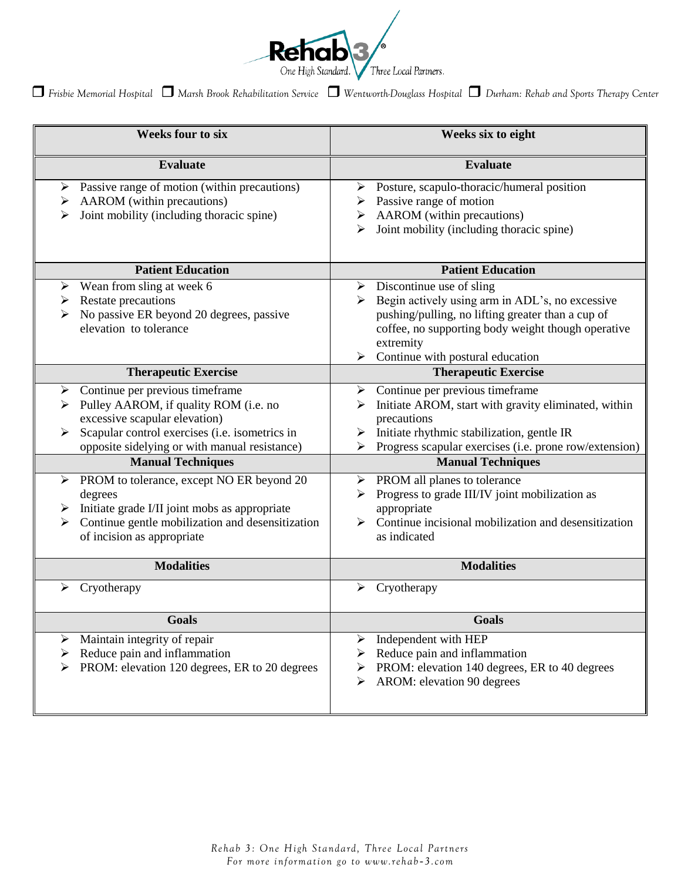Rehab 3 — One High Standard. Three Local Partners.

☐ Frisbie Memorial Hospital ☐ Marsh Brook Rehabilitation Service ☐ Wentworth-Douglass Hospital ☐ Durham: Rehab and Sports Therapy Center

| Weeks four to six | Weeks six to eight |
|---|---|
| **Evaluate** | **Evaluate** |
| ➢ Passive range of motion (within precautions)<br>➢ AAROM (within precautions)<br>➢ Joint mobility (including thoracic spine) | ➢ Posture, scapulo-thoracic/humeral position<br>➢ Passive range of motion<br>➢ AAROM (within precautions)<br>➢ Joint mobility (including thoracic spine) |
| **Patient Education** | **Patient Education** |
| ➢ Wean from sling at week 6<br>➢ Restate precautions<br>➢ No passive ER beyond 20 degrees, passive elevation to tolerance | ➢ Discontinue use of sling<br>➢ Begin actively using arm in ADL's, no excessive pushing/pulling, no lifting greater than a cup of coffee, no supporting body weight though operative extremity<br>➢ Continue with postural education |
| **Therapeutic Exercise** | **Therapeutic Exercise** |
| ➢ Continue per previous timeframe<br>➢ Pulley AAROM, if quality ROM (i.e. no excessive scapular elevation)<br>➢ Scapular control exercises (i.e. isometrics in opposite sidelying or with manual resistance) | ➢ Continue per previous timeframe<br>➢ Initiate AROM, start with gravity eliminated, within precautions<br>➢ Initiate rhythmic stabilization, gentle IR<br>➢ Progress scapular exercises (i.e. prone row/extension) |
| **Manual Techniques** | **Manual Techniques** |
| ➢ PROM to tolerance, except NO ER beyond 20 degrees<br>➢ Initiate grade I/II joint mobs as appropriate<br>➢ Continue gentle mobilization and desensitization of incision as appropriate | ➢ PROM all planes to tolerance<br>➢ Progress to grade III/IV joint mobilization as appropriate<br>➢ Continue incisional mobilization and desensitization as indicated |
| **Modalities** | **Modalities** |
| ➢ Cryotherapy | ➢ Cryotherapy |
| **Goals** | **Goals** |
| ➢ Maintain integrity of repair<br>➢ Reduce pain and inflammation<br>➢ PROM: elevation 120 degrees, ER to 20 degrees | ➢ Independent with HEP<br>➢ Reduce pain and inflammation<br>➢ PROM: elevation 140 degrees, ER to 40 degrees<br>➢ AROM: elevation 90 degrees |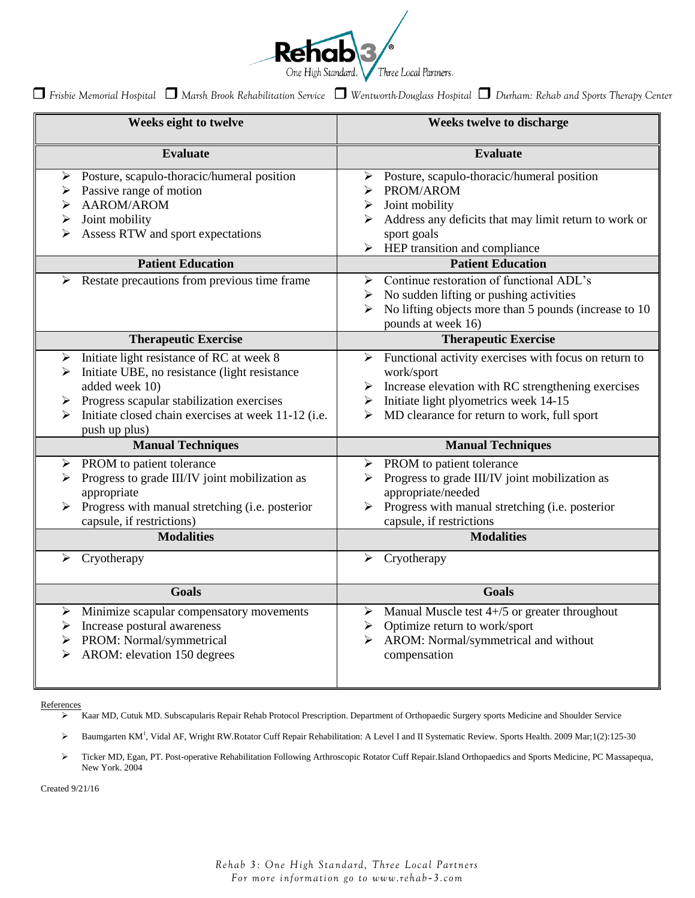Rehab 3 — One High Standard. Three Local Partners.

❒ Frisbie Memorial Hospital ❒ Marsh Brook Rehabilitation Service ❒ Wentworth-Douglass Hospital ❒ Durham: Rehab and Sports Therapy Center

| Weeks eight to twelve | Weeks twelve to discharge |
|---|---|
| **Evaluate** | **Evaluate** |
| ➢ Posture, scapulo-thoracic/humeral position<br>➢ Passive range of motion<br>➢ AAROM/AROM<br>➢ Joint mobility<br>➢ Assess RTW and sport expectations | ➢ Posture, scapulo-thoracic/humeral position<br>➢ PROM/AROM<br>➢ Joint mobility<br>➢ Address any deficits that may limit return to work or sport goals<br>➢ HEP transition and compliance |
| **Patient Education** | **Patient Education** |
| ➢ Restate precautions from previous time frame | ➢ Continue restoration of functional ADL's<br>➢ No sudden lifting or pushing activities<br>➢ No lifting objects more than 5 pounds (increase to 10 pounds at week 16) |
| **Therapeutic Exercise** | **Therapeutic Exercise** |
| ➢ Initiate light resistance of RC at week 8<br>➢ Initiate UBE, no resistance (light resistance added week 10)<br>➢ Progress scapular stabilization exercises<br>➢ Initiate closed chain exercises at week 11-12 (i.e. push up plus) | ➢ Functional activity exercises with focus on return to work/sport<br>➢ Increase elevation with RC strengthening exercises<br>➢ Initiate light plyometrics week 14-15<br>➢ MD clearance for return to work, full sport |
| **Manual Techniques** | **Manual Techniques** |
| ➢ PROM to patient tolerance<br>➢ Progress to grade III/IV joint mobilization as appropriate<br>➢ Progress with manual stretching (i.e. posterior capsule, if restrictions) | ➢ PROM to patient tolerance<br>➢ Progress to grade III/IV joint mobilization as appropriate/needed<br>➢ Progress with manual stretching (i.e. posterior capsule, if restrictions |
| **Modalities** | **Modalities** |
| ➢ Cryotherapy | ➢ Cryotherapy |
| **Goals** | **Goals** |
| ➢ Minimize scapular compensatory movements<br>➢ Increase postural awareness<br>➢ PROM: Normal/symmetrical<br>➢ AROM: elevation 150 degrees | ➢ Manual Muscle test 4+/5 or greater throughout<br>➢ Optimize return to work/sport<br>➢ AROM: Normal/symmetrical and without compensation |

References

- Kaar MD, Cutuk MD. Subscapularis Repair Rehab Protocol Prescription. Department of Orthopaedic Surgery sports Medicine and Shoulder Service
- Baumgarten KM[1], Vidal AF, Wright RW.Rotator Cuff Repair Rehabilitation: A Level I and II Systematic Review. Sports Health. 2009 Mar;1(2):125-30
- Ticker MD, Egan, PT. Post-operative Rehabilitation Following Arthroscopic Rotator Cuff Repair.Island Orthopaedics and Sports Medicine, PC Massapequa, New York. 2004

Created 9/21/16

*Rehab 3: One High Standard, Three Local Partners*
*For more information go to www.rehab-3.com*